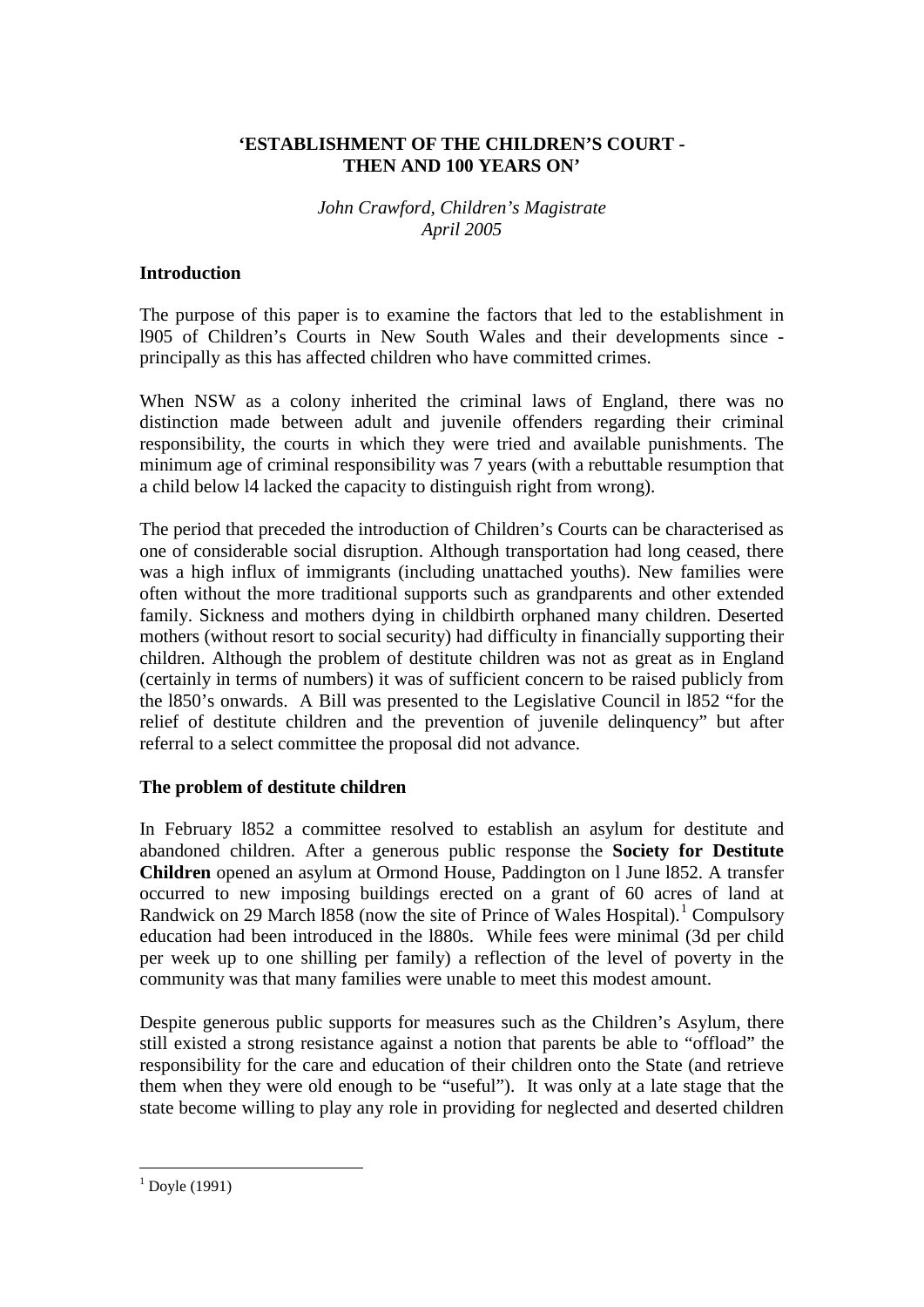**'ESTABLISHMENT OF THE CHILDREN'S COURT - THEN AND 100 YEARS ON'**

*John Crawford, Children's Magistrate*
*April 2005*

## Introduction

The purpose of this paper is to examine the factors that led to the establishment in l905 of Children's Courts in New South Wales and their developments since - principally as this has affected children who have committed crimes.

When NSW as a colony inherited the criminal laws of England, there was no distinction made between adult and juvenile offenders regarding their criminal responsibility, the courts in which they were tried and available punishments. The minimum age of criminal responsibility was 7 years (with a rebuttable resumption that a child below l4 lacked the capacity to distinguish right from wrong).

The period that preceded the introduction of Children's Courts can be characterised as one of considerable social disruption. Although transportation had long ceased, there was a high influx of immigrants (including unattached youths). New families were often without the more traditional supports such as grandparents and other extended family. Sickness and mothers dying in childbirth orphaned many children. Deserted mothers (without resort to social security) had difficulty in financially supporting their children. Although the problem of destitute children was not as great as in England (certainly in terms of numbers) it was of sufficient concern to be raised publicly from the l850's onwards. A Bill was presented to the Legislative Council in l852 "for the relief of destitute children and the prevention of juvenile delinquency" but after referral to a select committee the proposal did not advance.

## The problem of destitute children

In February l852 a committee resolved to establish an asylum for destitute and abandoned children. After a generous public response the **Society for Destitute Children** opened an asylum at Ormond House, Paddington on l June l852. A transfer occurred to new imposing buildings erected on a grant of 60 acres of land at Randwick on 29 March l858 (now the site of Prince of Wales Hospital).[1] Compulsory education had been introduced in the l880s. While fees were minimal (3d per child per week up to one shilling per family) a reflection of the level of poverty in the community was that many families were unable to meet this modest amount.

Despite generous public supports for measures such as the Children's Asylum, there still existed a strong resistance against a notion that parents be able to "offload" the responsibility for the care and education of their children onto the State (and retrieve them when they were old enough to be "useful"). It was only at a late stage that the state become willing to play any role in providing for neglected and deserted children

[1] Doyle (1991)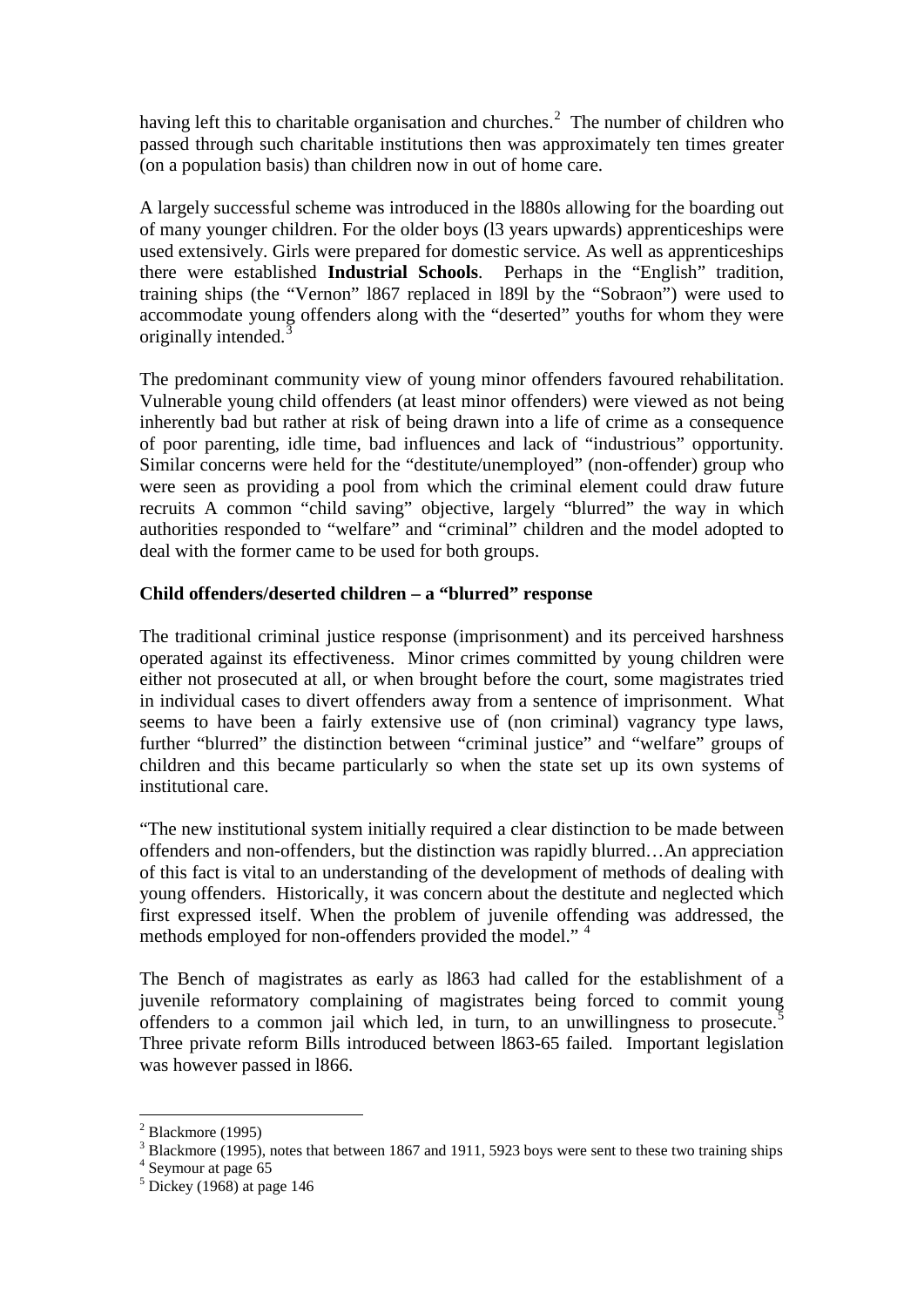having left this to charitable organisation and churches.[2] The number of children who passed through such charitable institutions then was approximately ten times greater (on a population basis) than children now in out of home care.

A largely successful scheme was introduced in the l880s allowing for the boarding out of many younger children. For the older boys (l3 years upwards) apprenticeships were used extensively. Girls were prepared for domestic service. As well as apprenticeships there were established **Industrial Schools**. Perhaps in the "English" tradition, training ships (the "Vernon" l867 replaced in l89l by the "Sobraon") were used to accommodate young offenders along with the "deserted" youths for whom they were originally intended.[3]

The predominant community view of young minor offenders favoured rehabilitation. Vulnerable young child offenders (at least minor offenders) were viewed as not being inherently bad but rather at risk of being drawn into a life of crime as a consequence of poor parenting, idle time, bad influences and lack of "industrious" opportunity. Similar concerns were held for the "destitute/unemployed" (non-offender) group who were seen as providing a pool from which the criminal element could draw future recruits A common "child saving" objective, largely "blurred" the way in which authorities responded to "welfare" and "criminal" children and the model adopted to deal with the former came to be used for both groups.

**Child offenders/deserted children – a "blurred" response**

The traditional criminal justice response (imprisonment) and its perceived harshness operated against its effectiveness. Minor crimes committed by young children were either not prosecuted at all, or when brought before the court, some magistrates tried in individual cases to divert offenders away from a sentence of imprisonment. What seems to have been a fairly extensive use of (non criminal) vagrancy type laws, further "blurred" the distinction between "criminal justice" and "welfare" groups of children and this became particularly so when the state set up its own systems of institutional care.

"The new institutional system initially required a clear distinction to be made between offenders and non-offenders, but the distinction was rapidly blurred…An appreciation of this fact is vital to an understanding of the development of methods of dealing with young offenders. Historically, it was concern about the destitute and neglected which first expressed itself. When the problem of juvenile offending was addressed, the methods employed for non-offenders provided the model." [4]

The Bench of magistrates as early as l863 had called for the establishment of a juvenile reformatory complaining of magistrates being forced to commit young offenders to a common jail which led, in turn, to an unwillingness to prosecute.[5] Three private reform Bills introduced between l863-65 failed. Important legislation was however passed in l866.

---

[2] Blackmore (1995)

[3] Blackmore (1995), notes that between 1867 and 1911, 5923 boys were sent to these two training ships

[4] Seymour at page 65

[5] Dickey (1968) at page 146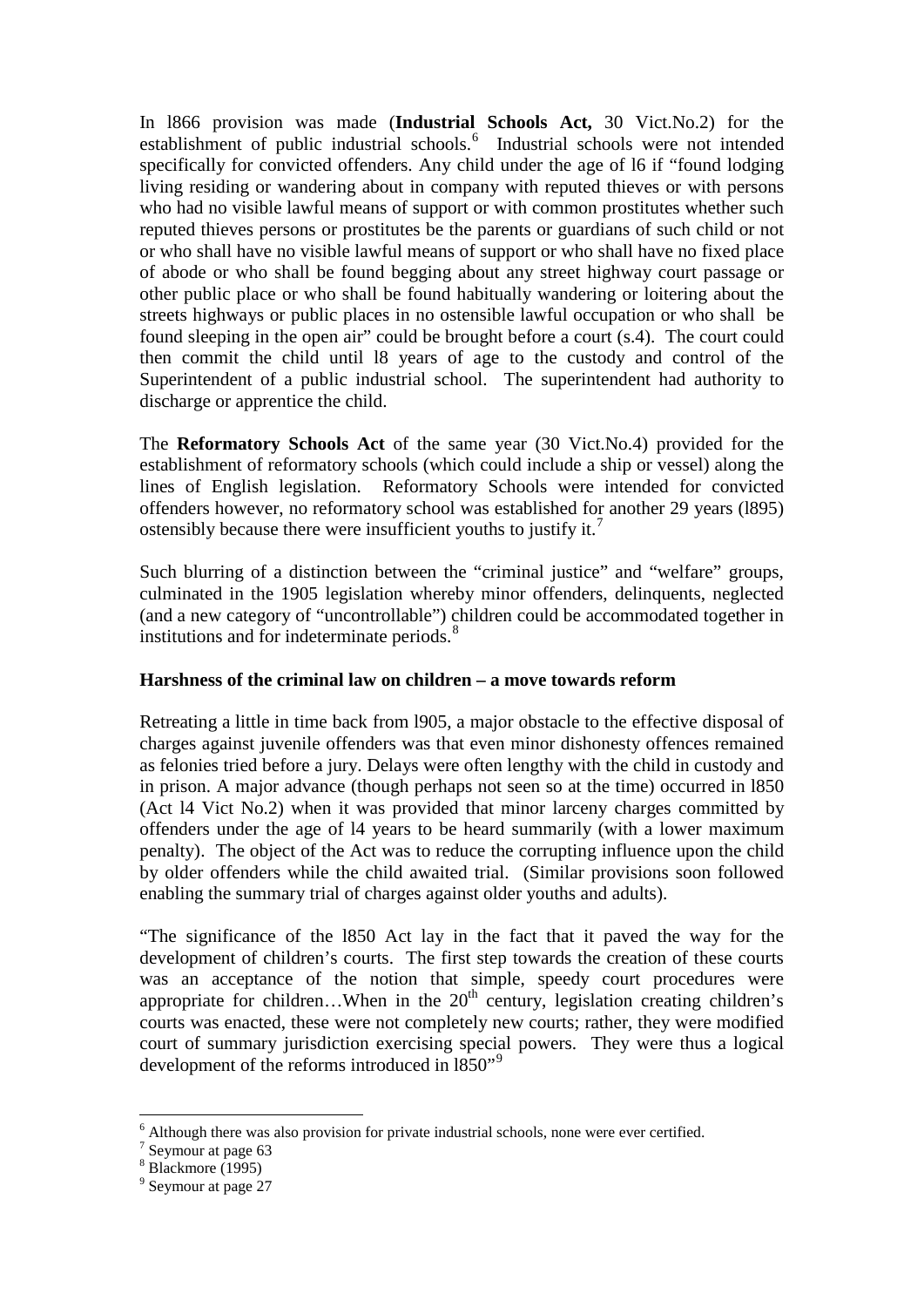In l866 provision was made (**Industrial Schools Act,** 30 Vict.No.2) for the establishment of public industrial schools.[6] Industrial schools were not intended specifically for convicted offenders. Any child under the age of l6 if "found lodging living residing or wandering about in company with reputed thieves or with persons who had no visible lawful means of support or with common prostitutes whether such reputed thieves persons or prostitutes be the parents or guardians of such child or not or who shall have no visible lawful means of support or who shall have no fixed place of abode or who shall be found begging about any street highway court passage or other public place or who shall be found habitually wandering or loitering about the streets highways or public places in no ostensible lawful occupation or who shall be found sleeping in the open air" could be brought before a court (s.4). The court could then commit the child until l8 years of age to the custody and control of the Superintendent of a public industrial school. The superintendent had authority to discharge or apprentice the child.

The **Reformatory Schools Act** of the same year (30 Vict.No.4) provided for the establishment of reformatory schools (which could include a ship or vessel) along the lines of English legislation. Reformatory Schools were intended for convicted offenders however, no reformatory school was established for another 29 years (l895) ostensibly because there were insufficient youths to justify it.[7]

Such blurring of a distinction between the "criminal justice" and "welfare" groups, culminated in the 1905 legislation whereby minor offenders, delinquents, neglected (and a new category of "uncontrollable") children could be accommodated together in institutions and for indeterminate periods.[8]

**Harshness of the criminal law on children – a move towards reform**

Retreating a little in time back from l905, a major obstacle to the effective disposal of charges against juvenile offenders was that even minor dishonesty offences remained as felonies tried before a jury. Delays were often lengthy with the child in custody and in prison. A major advance (though perhaps not seen so at the time) occurred in l850 (Act l4 Vict No.2) when it was provided that minor larceny charges committed by offenders under the age of l4 years to be heard summarily (with a lower maximum penalty). The object of the Act was to reduce the corrupting influence upon the child by older offenders while the child awaited trial. (Similar provisions soon followed enabling the summary trial of charges against older youths and adults).

"The significance of the l850 Act lay in the fact that it paved the way for the development of children's courts. The first step towards the creation of these courts was an acceptance of the notion that simple, speedy court procedures were appropriate for children…When in the 20th century, legislation creating children's courts was enacted, these were not completely new courts; rather, they were modified court of summary jurisdiction exercising special powers. They were thus a logical development of the reforms introduced in l850"[9]

---

[6] Although there was also provision for private industrial schools, none were ever certified.

[7] Seymour at page 63

[8] Blackmore (1995)

[9] Seymour at page 27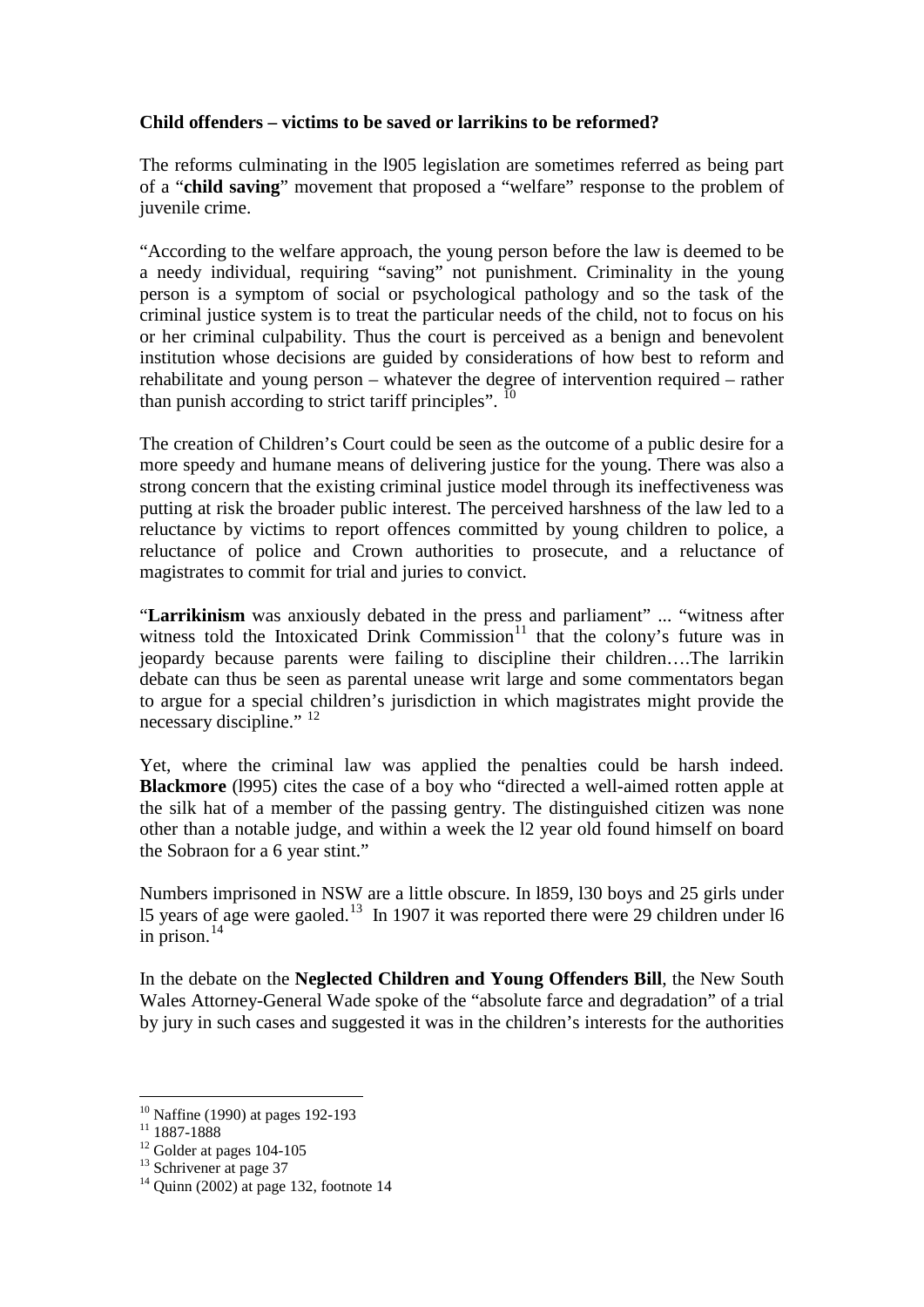**Child offenders – victims to be saved or larrikins to be reformed?**

The reforms culminating in the l905 legislation are sometimes referred as being part of a "**child saving**" movement that proposed a "welfare" response to the problem of juvenile crime.

"According to the welfare approach, the young person before the law is deemed to be a needy individual, requiring "saving" not punishment. Criminality in the young person is a symptom of social or psychological pathology and so the task of the criminal justice system is to treat the particular needs of the child, not to focus on his or her criminal culpability. Thus the court is perceived as a benign and benevolent institution whose decisions are guided by considerations of how best to reform and rehabilitate and young person – whatever the degree of intervention required – rather than punish according to strict tariff principles". [10]

The creation of Children's Court could be seen as the outcome of a public desire for a more speedy and humane means of delivering justice for the young. There was also a strong concern that the existing criminal justice model through its ineffectiveness was putting at risk the broader public interest. The perceived harshness of the law led to a reluctance by victims to report offences committed by young children to police, a reluctance of police and Crown authorities to prosecute, and a reluctance of magistrates to commit for trial and juries to convict.

"**Larrikinism** was anxiously debated in the press and parliament" ... "witness after witness told the Intoxicated Drink Commission[11] that the colony's future was in jeopardy because parents were failing to discipline their children….The larrikin debate can thus be seen as parental unease writ large and some commentators began to argue for a special children's jurisdiction in which magistrates might provide the necessary discipline." [12]

Yet, where the criminal law was applied the penalties could be harsh indeed. **Blackmore** (l995) cites the case of a boy who "directed a well-aimed rotten apple at the silk hat of a member of the passing gentry. The distinguished citizen was none other than a notable judge, and within a week the l2 year old found himself on board the Sobraon for a 6 year stint."

Numbers imprisoned in NSW are a little obscure. In l859, l30 boys and 25 girls under l5 years of age were gaoled.[13] In 1907 it was reported there were 29 children under l6 in prison.[14]

In the debate on the **Neglected Children and Young Offenders Bill**, the New South Wales Attorney-General Wade spoke of the "absolute farce and degradation" of a trial by jury in such cases and suggested it was in the children's interests for the authorities

---

[10] Naffine (1990) at pages 192-193

[11] 1887-1888

[12] Golder at pages 104-105

[13] Schrivener at page 37

[14] Quinn (2002) at page 132, footnote 14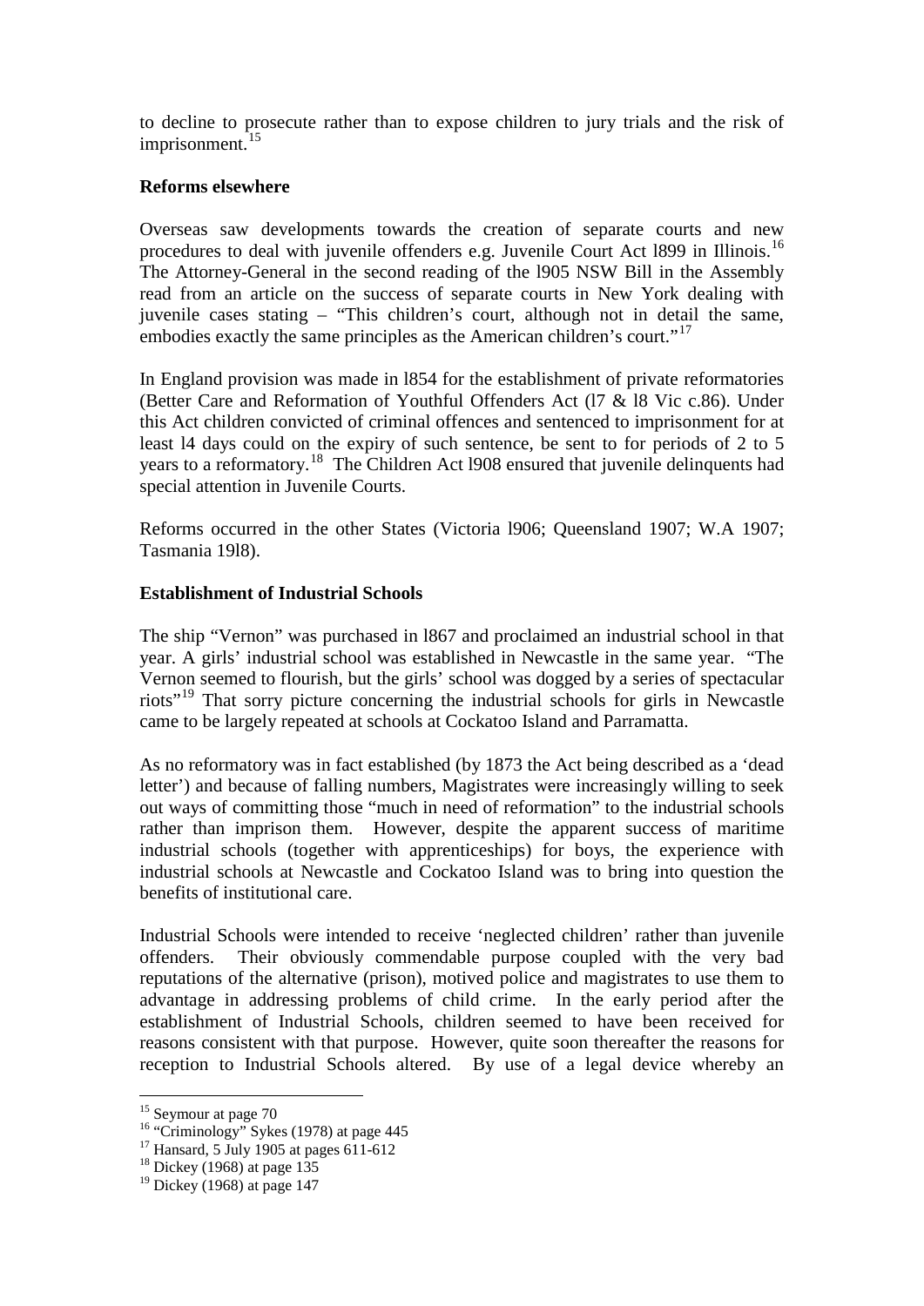to decline to prosecute rather than to expose children to jury trials and the risk of imprisonment.[15]

**Reforms elsewhere**

Overseas saw developments towards the creation of separate courts and new procedures to deal with juvenile offenders e.g. Juvenile Court Act l899 in Illinois.[16] The Attorney-General in the second reading of the l905 NSW Bill in the Assembly read from an article on the success of separate courts in New York dealing with juvenile cases stating – "This children's court, although not in detail the same, embodies exactly the same principles as the American children's court."[17]

In England provision was made in l854 for the establishment of private reformatories (Better Care and Reformation of Youthful Offenders Act (l7 & l8 Vic c.86). Under this Act children convicted of criminal offences and sentenced to imprisonment for at least l4 days could on the expiry of such sentence, be sent to for periods of 2 to 5 years to a reformatory.[18] The Children Act l908 ensured that juvenile delinquents had special attention in Juvenile Courts.

Reforms occurred in the other States (Victoria l906; Queensland 1907; W.A 1907; Tasmania 19l8).

**Establishment of Industrial Schools**

The ship "Vernon" was purchased in l867 and proclaimed an industrial school in that year. A girls' industrial school was established in Newcastle in the same year. "The Vernon seemed to flourish, but the girls' school was dogged by a series of spectacular riots"[19] That sorry picture concerning the industrial schools for girls in Newcastle came to be largely repeated at schools at Cockatoo Island and Parramatta.

As no reformatory was in fact established (by 1873 the Act being described as a 'dead letter') and because of falling numbers, Magistrates were increasingly willing to seek out ways of committing those "much in need of reformation" to the industrial schools rather than imprison them. However, despite the apparent success of maritime industrial schools (together with apprenticeships) for boys, the experience with industrial schools at Newcastle and Cockatoo Island was to bring into question the benefits of institutional care.

Industrial Schools were intended to receive 'neglected children' rather than juvenile offenders. Their obviously commendable purpose coupled with the very bad reputations of the alternative (prison), motived police and magistrates to use them to advantage in addressing problems of child crime. In the early period after the establishment of Industrial Schools, children seemed to have been received for reasons consistent with that purpose. However, quite soon thereafter the reasons for reception to Industrial Schools altered. By use of a legal device whereby an

---

[15] Seymour at page 70

[16] "Criminology" Sykes (1978) at page 445

[17] Hansard, 5 July 1905 at pages 611-612

[18] Dickey (1968) at page 135

[19] Dickey (1968) at page 147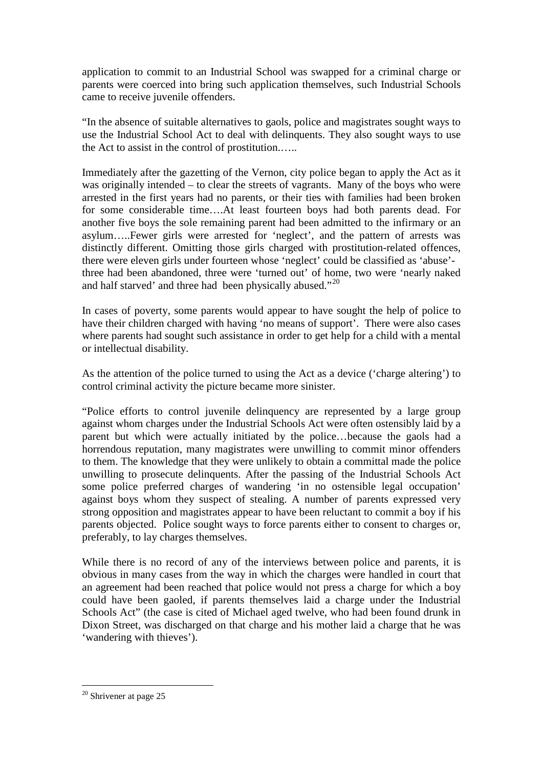application to commit to an Industrial School was swapped for a criminal charge or parents were coerced into bring such application themselves, such Industrial Schools came to receive juvenile offenders.

"In the absence of suitable alternatives to gaols, police and magistrates sought ways to use the Industrial School Act to deal with delinquents. They also sought ways to use the Act to assist in the control of prostitution.…..

Immediately after the gazetting of the Vernon, city police began to apply the Act as it was originally intended – to clear the streets of vagrants. Many of the boys who were arrested in the first years had no parents, or their ties with families had been broken for some considerable time….At least fourteen boys had both parents dead. For another five boys the sole remaining parent had been admitted to the infirmary or an asylum…..Fewer girls were arrested for 'neglect', and the pattern of arrests was distinctly different. Omitting those girls charged with prostitution-related offences, there were eleven girls under fourteen whose 'neglect' could be classified as 'abuse'- three had been abandoned, three were 'turned out' of home, two were 'nearly naked and half starved' and three had been physically abused."[20]

In cases of poverty, some parents would appear to have sought the help of police to have their children charged with having 'no means of support'. There were also cases where parents had sought such assistance in order to get help for a child with a mental or intellectual disability.

As the attention of the police turned to using the Act as a device ('charge altering') to control criminal activity the picture became more sinister.

"Police efforts to control juvenile delinquency are represented by a large group against whom charges under the Industrial Schools Act were often ostensibly laid by a parent but which were actually initiated by the police…because the gaols had a horrendous reputation, many magistrates were unwilling to commit minor offenders to them. The knowledge that they were unlikely to obtain a committal made the police unwilling to prosecute delinquents. After the passing of the Industrial Schools Act some police preferred charges of wandering 'in no ostensible legal occupation' against boys whom they suspect of stealing. A number of parents expressed very strong opposition and magistrates appear to have been reluctant to commit a boy if his parents objected. Police sought ways to force parents either to consent to charges or, preferably, to lay charges themselves.

While there is no record of any of the interviews between police and parents, it is obvious in many cases from the way in which the charges were handled in court that an agreement had been reached that police would not press a charge for which a boy could have been gaoled, if parents themselves laid a charge under the Industrial Schools Act" (the case is cited of Michael aged twelve, who had been found drunk in Dixon Street, was discharged on that charge and his mother laid a charge that he was 'wandering with thieves').

---

[20] Shrivener at page 25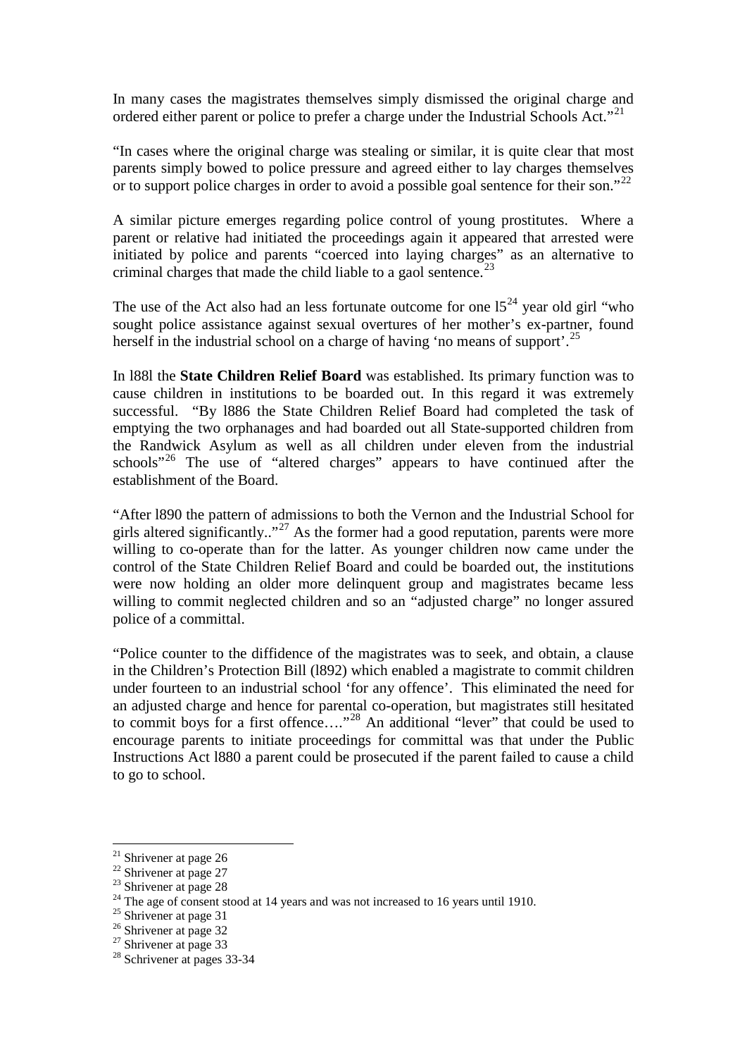In many cases the magistrates themselves simply dismissed the original charge and ordered either parent or police to prefer a charge under the Industrial Schools Act."[21]

"In cases where the original charge was stealing or similar, it is quite clear that most parents simply bowed to police pressure and agreed either to lay charges themselves or to support police charges in order to avoid a possible goal sentence for their son."[22]

A similar picture emerges regarding police control of young prostitutes. Where a parent or relative had initiated the proceedings again it appeared that arrested were initiated by police and parents "coerced into laying charges" as an alternative to criminal charges that made the child liable to a gaol sentence.[23]

The use of the Act also had an less fortunate outcome for one l5[24] year old girl "who sought police assistance against sexual overtures of her mother's ex-partner, found herself in the industrial school on a charge of having 'no means of support'.[25]

In l88l the **State Children Relief Board** was established. Its primary function was to cause children in institutions to be boarded out. In this regard it was extremely successful. "By l886 the State Children Relief Board had completed the task of emptying the two orphanages and had boarded out all State-supported children from the Randwick Asylum as well as all children under eleven from the industrial schools"[26] The use of "altered charges" appears to have continued after the establishment of the Board.

"After l890 the pattern of admissions to both the Vernon and the Industrial School for girls altered significantly.."[27] As the former had a good reputation, parents were more willing to co-operate than for the latter. As younger children now came under the control of the State Children Relief Board and could be boarded out, the institutions were now holding an older more delinquent group and magistrates became less willing to commit neglected children and so an "adjusted charge" no longer assured police of a committal.

"Police counter to the diffidence of the magistrates was to seek, and obtain, a clause in the Children's Protection Bill (l892) which enabled a magistrate to commit children under fourteen to an industrial school 'for any offence'. This eliminated the need for an adjusted charge and hence for parental co-operation, but magistrates still hesitated to commit boys for a first offence…."[28] An additional "lever" that could be used to encourage parents to initiate proceedings for committal was that under the Public Instructions Act l880 a parent could be prosecuted if the parent failed to cause a child to go to school.

---

[21] Shrivener at page 26
[22] Shrivener at page 27
[23] Shrivener at page 28
[24] The age of consent stood at 14 years and was not increased to 16 years until 1910.
[25] Shrivener at page 31
[26] Shrivener at page 32
[27] Shrivener at page 33
[28] Schrivener at pages 33-34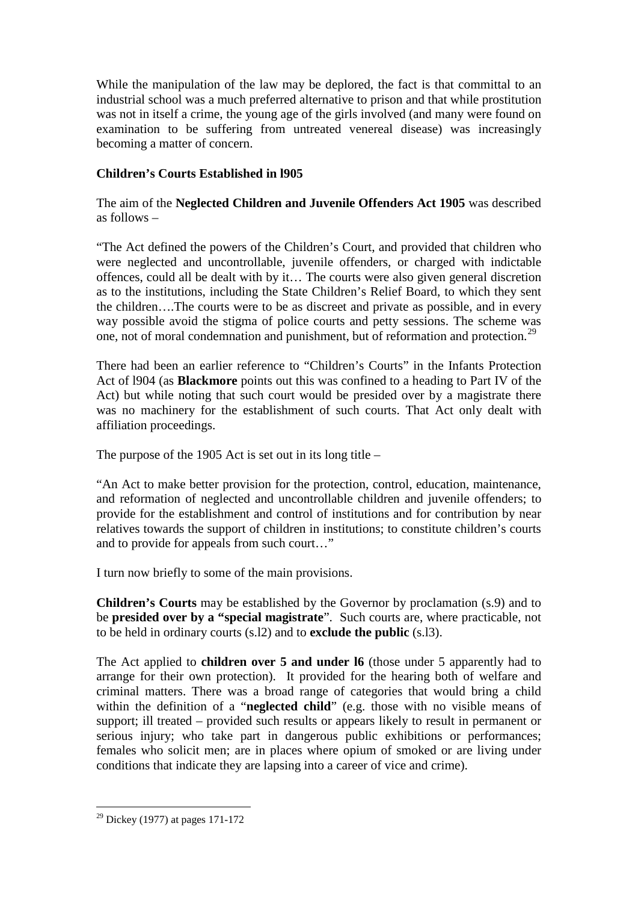While the manipulation of the law may be deplored, the fact is that committal to an industrial school was a much preferred alternative to prison and that while prostitution was not in itself a crime, the young age of the girls involved (and many were found on examination to be suffering from untreated venereal disease) was increasingly becoming a matter of concern.

**Children's Courts Established in l905**

The aim of the **Neglected Children and Juvenile Offenders Act 1905** was described as follows –

"The Act defined the powers of the Children's Court, and provided that children who were neglected and uncontrollable, juvenile offenders, or charged with indictable offences, could all be dealt with by it… The courts were also given general discretion as to the institutions, including the State Children's Relief Board, to which they sent the children….The courts were to be as discreet and private as possible, and in every way possible avoid the stigma of police courts and petty sessions. The scheme was one, not of moral condemnation and punishment, but of reformation and protection.[29]

There had been an earlier reference to "Children's Courts" in the Infants Protection Act of l904 (as **Blackmore** points out this was confined to a heading to Part IV of the Act) but while noting that such court would be presided over by a magistrate there was no machinery for the establishment of such courts. That Act only dealt with affiliation proceedings.

The purpose of the 1905 Act is set out in its long title –

"An Act to make better provision for the protection, control, education, maintenance, and reformation of neglected and uncontrollable children and juvenile offenders; to provide for the establishment and control of institutions and for contribution by near relatives towards the support of children in institutions; to constitute children's courts and to provide for appeals from such court…"

I turn now briefly to some of the main provisions.

**Children's Courts** may be established by the Governor by proclamation (s.9) and to be **presided over by a "special magistrate**". Such courts are, where practicable, not to be held in ordinary courts (s.l2) and to **exclude the public** (s.l3).

The Act applied to **children over 5 and under l6** (those under 5 apparently had to arrange for their own protection). It provided for the hearing both of welfare and criminal matters. There was a broad range of categories that would bring a child within the definition of a "**neglected child**" (e.g. those with no visible means of support; ill treated – provided such results or appears likely to result in permanent or serious injury; who take part in dangerous public exhibitions or performances; females who solicit men; are in places where opium of smoked or are living under conditions that indicate they are lapsing into a career of vice and crime).

---

[29] Dickey (1977) at pages 171-172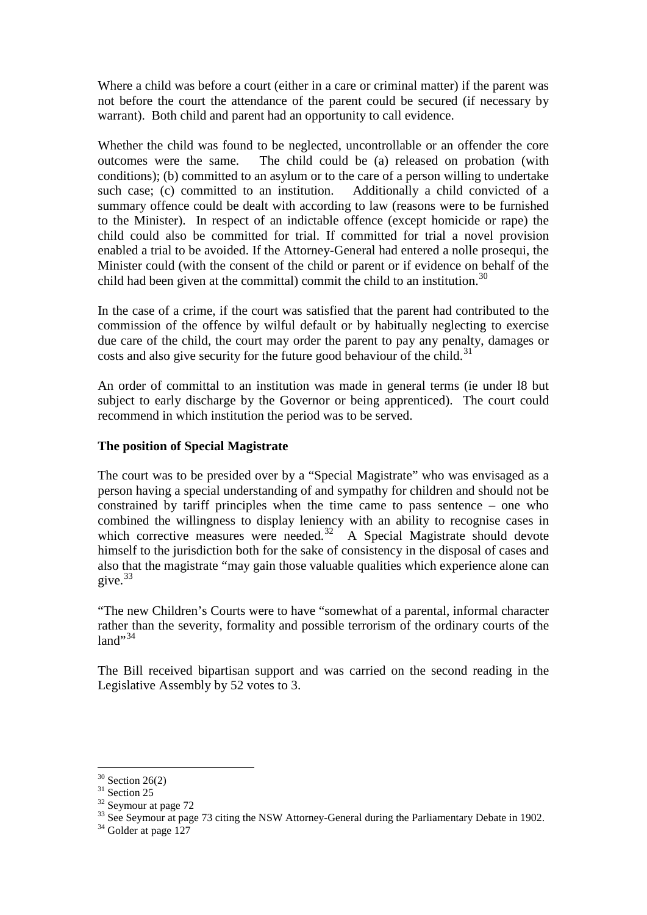Where a child was before a court (either in a care or criminal matter) if the parent was not before the court the attendance of the parent could be secured (if necessary by warrant). Both child and parent had an opportunity to call evidence.

Whether the child was found to be neglected, uncontrollable or an offender the core outcomes were the same. The child could be (a) released on probation (with conditions); (b) committed to an asylum or to the care of a person willing to undertake such case; (c) committed to an institution. Additionally a child convicted of a summary offence could be dealt with according to law (reasons were to be furnished to the Minister). In respect of an indictable offence (except homicide or rape) the child could also be committed for trial. If committed for trial a novel provision enabled a trial to be avoided. If the Attorney-General had entered a nolle prosequi, the Minister could (with the consent of the child or parent or if evidence on behalf of the child had been given at the committal) commit the child to an institution.[30]

In the case of a crime, if the court was satisfied that the parent had contributed to the commission of the offence by wilful default or by habitually neglecting to exercise due care of the child, the court may order the parent to pay any penalty, damages or costs and also give security for the future good behaviour of the child.[31]

An order of committal to an institution was made in general terms (ie under l8 but subject to early discharge by the Governor or being apprenticed). The court could recommend in which institution the period was to be served.

**The position of Special Magistrate**

The court was to be presided over by a "Special Magistrate" who was envisaged as a person having a special understanding of and sympathy for children and should not be constrained by tariff principles when the time came to pass sentence – one who combined the willingness to display leniency with an ability to recognise cases in which corrective measures were needed.[32] A Special Magistrate should devote himself to the jurisdiction both for the sake of consistency in the disposal of cases and also that the magistrate "may gain those valuable qualities which experience alone can give.[33]

"The new Children's Courts were to have "somewhat of a parental, informal character rather than the severity, formality and possible terrorism of the ordinary courts of the land"[34]

The Bill received bipartisan support and was carried on the second reading in the Legislative Assembly by 52 votes to 3.

---

[30] Section 26(2)

[31] Section 25

[32] Seymour at page 72

[33] See Seymour at page 73 citing the NSW Attorney-General during the Parliamentary Debate in 1902.

[34] Golder at page 127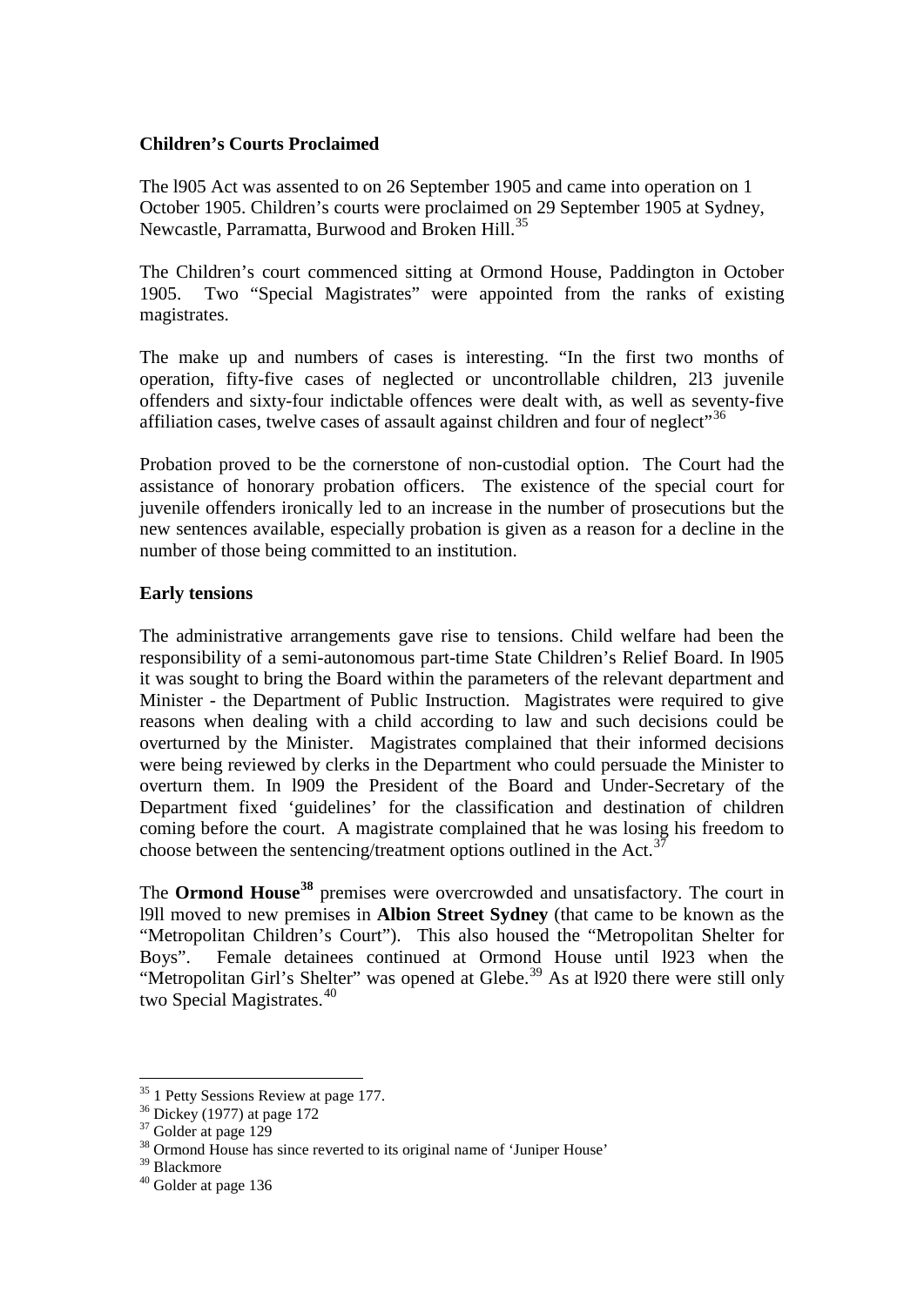**Children's Courts Proclaimed**

The l905 Act was assented to on 26 September 1905 and came into operation on 1 October 1905. Children's courts were proclaimed on 29 September 1905 at Sydney, Newcastle, Parramatta, Burwood and Broken Hill.[35]

The Children's court commenced sitting at Ormond House, Paddington in October 1905. Two "Special Magistrates" were appointed from the ranks of existing magistrates.

The make up and numbers of cases is interesting. "In the first two months of operation, fifty-five cases of neglected or uncontrollable children, 2l3 juvenile offenders and sixty-four indictable offences were dealt with, as well as seventy-five affiliation cases, twelve cases of assault against children and four of neglect"[36]

Probation proved to be the cornerstone of non-custodial option. The Court had the assistance of honorary probation officers. The existence of the special court for juvenile offenders ironically led to an increase in the number of prosecutions but the new sentences available, especially probation is given as a reason for a decline in the number of those being committed to an institution.

**Early tensions**

The administrative arrangements gave rise to tensions. Child welfare had been the responsibility of a semi-autonomous part-time State Children's Relief Board. In l905 it was sought to bring the Board within the parameters of the relevant department and Minister - the Department of Public Instruction. Magistrates were required to give reasons when dealing with a child according to law and such decisions could be overturned by the Minister. Magistrates complained that their informed decisions were being reviewed by clerks in the Department who could persuade the Minister to overturn them. In l909 the President of the Board and Under-Secretary of the Department fixed 'guidelines' for the classification and destination of children coming before the court. A magistrate complained that he was losing his freedom to choose between the sentencing/treatment options outlined in the Act.[37]

The **Ormond House**[38] premises were overcrowded and unsatisfactory. The court in l9ll moved to new premises in **Albion Street Sydney** (that came to be known as the "Metropolitan Children's Court"). This also housed the "Metropolitan Shelter for Boys". Female detainees continued at Ormond House until l923 when the "Metropolitan Girl's Shelter" was opened at Glebe.[39] As at l920 there were still only two Special Magistrates.[40]

---

[35] 1 Petty Sessions Review at page 177.

[36] Dickey (1977) at page 172

[37] Golder at page 129

[38] Ormond House has since reverted to its original name of 'Juniper House'

[39] Blackmore

[40] Golder at page 136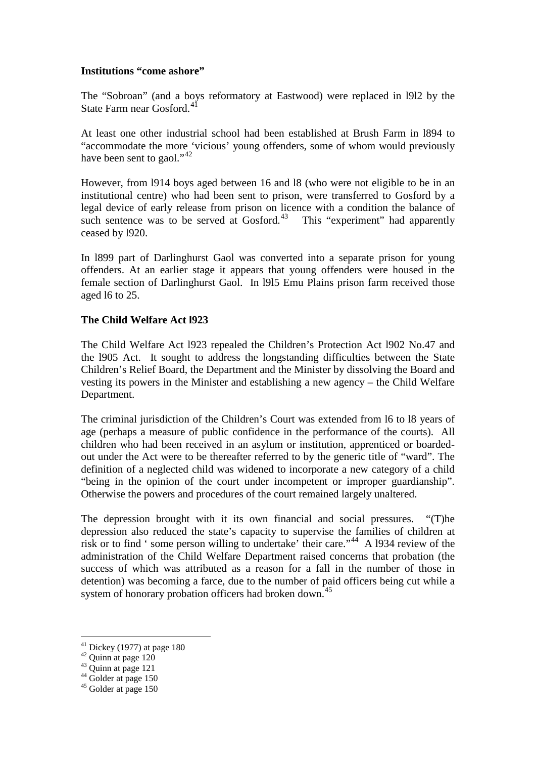**Institutions "come ashore"**

The "Sobroan" (and a boys reformatory at Eastwood) were replaced in l9l2 by the State Farm near Gosford.[41]

At least one other industrial school had been established at Brush Farm in l894 to "accommodate the more 'vicious' young offenders, some of whom would previously have been sent to gaol."[42]

However, from l914 boys aged between 16 and l8 (who were not eligible to be in an institutional centre) who had been sent to prison, were transferred to Gosford by a legal device of early release from prison on licence with a condition the balance of such sentence was to be served at Gosford.[43] This "experiment" had apparently ceased by l920.

In l899 part of Darlinghurst Gaol was converted into a separate prison for young offenders. At an earlier stage it appears that young offenders were housed in the female section of Darlinghurst Gaol. In l9l5 Emu Plains prison farm received those aged l6 to 25.

**The Child Welfare Act l923**

The Child Welfare Act l923 repealed the Children's Protection Act l902 No.47 and the l905 Act. It sought to address the longstanding difficulties between the State Children's Relief Board, the Department and the Minister by dissolving the Board and vesting its powers in the Minister and establishing a new agency – the Child Welfare Department.

The criminal jurisdiction of the Children's Court was extended from l6 to l8 years of age (perhaps a measure of public confidence in the performance of the courts). All children who had been received in an asylum or institution, apprenticed or boarded-out under the Act were to be thereafter referred to by the generic title of "ward". The definition of a neglected child was widened to incorporate a new category of a child "being in the opinion of the court under incompetent or improper guardianship". Otherwise the powers and procedures of the court remained largely unaltered.

The depression brought with it its own financial and social pressures. "(T)he depression also reduced the state's capacity to supervise the families of children at risk or to find ' some person willing to undertake' their care."[44] A l934 review of the administration of the Child Welfare Department raised concerns that probation (the success of which was attributed as a reason for a fall in the number of those in detention) was becoming a farce, due to the number of paid officers being cut while a system of honorary probation officers had broken down.[45]

---

[41] Dickey (1977) at page 180
[42] Quinn at page 120
[43] Quinn at page 121
[44] Golder at page 150
[45] Golder at page 150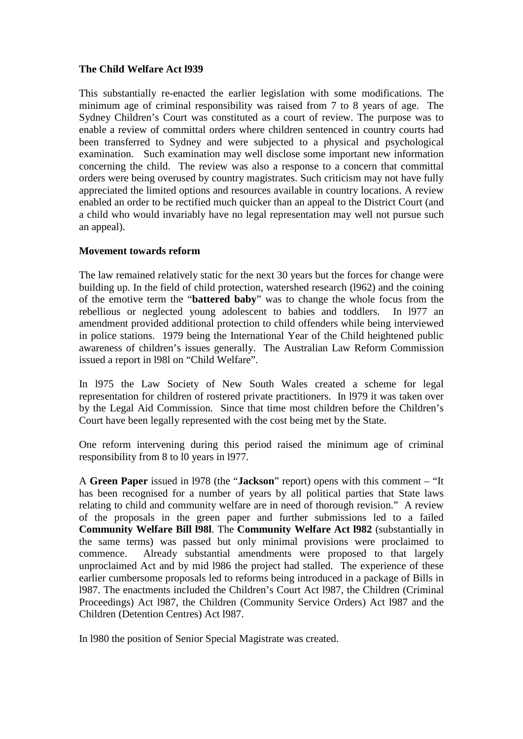**The Child Welfare Act l939**

This substantially re-enacted the earlier legislation with some modifications. The minimum age of criminal responsibility was raised from 7 to 8 years of age. The Sydney Children's Court was constituted as a court of review. The purpose was to enable a review of committal orders where children sentenced in country courts had been transferred to Sydney and were subjected to a physical and psychological examination. Such examination may well disclose some important new information concerning the child. The review was also a response to a concern that committal orders were being overused by country magistrates. Such criticism may not have fully appreciated the limited options and resources available in country locations. A review enabled an order to be rectified much quicker than an appeal to the District Court (and a child who would invariably have no legal representation may well not pursue such an appeal).

**Movement towards reform**

The law remained relatively static for the next 30 years but the forces for change were building up. In the field of child protection, watershed research (l962) and the coining of the emotive term the "**battered baby**" was to change the whole focus from the rebellious or neglected young adolescent to babies and toddlers. In l977 an amendment provided additional protection to child offenders while being interviewed in police stations. 1979 being the International Year of the Child heightened public awareness of children's issues generally. The Australian Law Reform Commission issued a report in l98l on "Child Welfare".

In l975 the Law Society of New South Wales created a scheme for legal representation for children of rostered private practitioners. In l979 it was taken over by the Legal Aid Commission. Since that time most children before the Children's Court have been legally represented with the cost being met by the State.

One reform intervening during this period raised the minimum age of criminal responsibility from 8 to l0 years in l977.

A **Green Paper** issued in l978 (the "**Jackson**" report) opens with this comment – "It has been recognised for a number of years by all political parties that State laws relating to child and community welfare are in need of thorough revision." A review of the proposals in the green paper and further submissions led to a failed **Community Welfare Bill l98l**. The **Community Welfare Act l982** (substantially in the same terms) was passed but only minimal provisions were proclaimed to commence. Already substantial amendments were proposed to that largely unproclaimed Act and by mid l986 the project had stalled. The experience of these earlier cumbersome proposals led to reforms being introduced in a package of Bills in l987. The enactments included the Children's Court Act l987, the Children (Criminal Proceedings) Act l987, the Children (Community Service Orders) Act l987 and the Children (Detention Centres) Act l987.

In l980 the position of Senior Special Magistrate was created.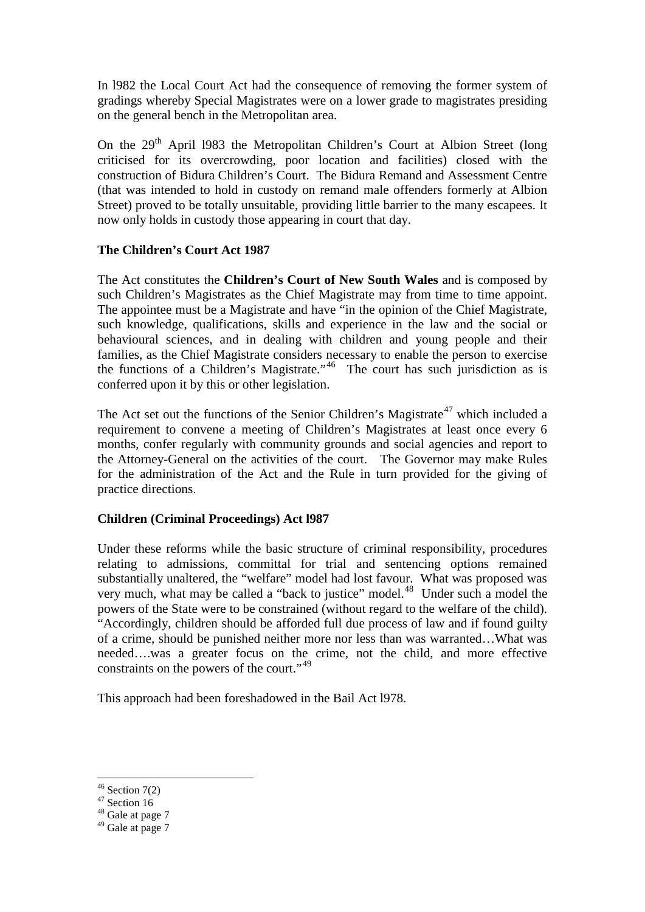In l982 the Local Court Act had the consequence of removing the former system of gradings whereby Special Magistrates were on a lower grade to magistrates presiding on the general bench in the Metropolitan area.

On the 29th April l983 the Metropolitan Children's Court at Albion Street (long criticised for its overcrowding, poor location and facilities) closed with the construction of Bidura Children's Court. The Bidura Remand and Assessment Centre (that was intended to hold in custody on remand male offenders formerly at Albion Street) proved to be totally unsuitable, providing little barrier to the many escapees. It now only holds in custody those appearing in court that day.

**The Children's Court Act 1987**

The Act constitutes the **Children's Court of New South Wales** and is composed by such Children's Magistrates as the Chief Magistrate may from time to time appoint. The appointee must be a Magistrate and have "in the opinion of the Chief Magistrate, such knowledge, qualifications, skills and experience in the law and the social or behavioural sciences, and in dealing with children and young people and their families, as the Chief Magistrate considers necessary to enable the person to exercise the functions of a Children's Magistrate."[46] The court has such jurisdiction as is conferred upon it by this or other legislation.

The Act set out the functions of the Senior Children's Magistrate[47] which included a requirement to convene a meeting of Children's Magistrates at least once every 6 months, confer regularly with community grounds and social agencies and report to the Attorney-General on the activities of the court. The Governor may make Rules for the administration of the Act and the Rule in turn provided for the giving of practice directions.

**Children (Criminal Proceedings) Act l987**

Under these reforms while the basic structure of criminal responsibility, procedures relating to admissions, committal for trial and sentencing options remained substantially unaltered, the "welfare" model had lost favour. What was proposed was very much, what may be called a "back to justice" model.[48] Under such a model the powers of the State were to be constrained (without regard to the welfare of the child). "Accordingly, children should be afforded full due process of law and if found guilty of a crime, should be punished neither more nor less than was warranted…What was needed….was a greater focus on the crime, not the child, and more effective constraints on the powers of the court."[49]

This approach had been foreshadowed in the Bail Act l978.

---

[46] Section 7(2)
[47] Section 16
[48] Gale at page 7
[49] Gale at page 7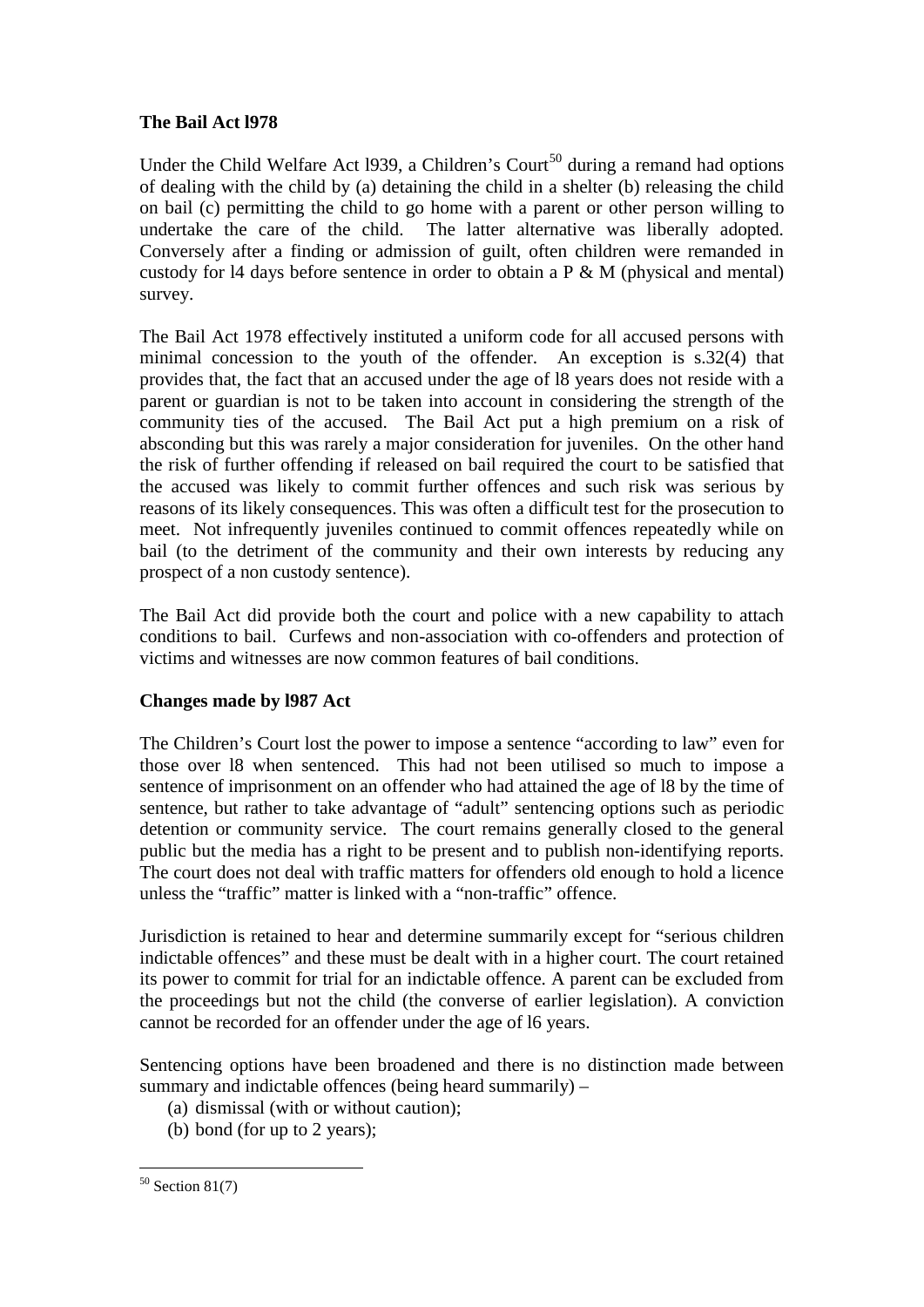**The Bail Act l978**

Under the Child Welfare Act l939, a Children's Court[50] during a remand had options of dealing with the child by (a) detaining the child in a shelter (b) releasing the child on bail (c) permitting the child to go home with a parent or other person willing to undertake the care of the child. The latter alternative was liberally adopted. Conversely after a finding or admission of guilt, often children were remanded in custody for l4 days before sentence in order to obtain a P & M (physical and mental) survey.

The Bail Act 1978 effectively instituted a uniform code for all accused persons with minimal concession to the youth of the offender. An exception is s.32(4) that provides that, the fact that an accused under the age of l8 years does not reside with a parent or guardian is not to be taken into account in considering the strength of the community ties of the accused. The Bail Act put a high premium on a risk of absconding but this was rarely a major consideration for juveniles. On the other hand the risk of further offending if released on bail required the court to be satisfied that the accused was likely to commit further offences and such risk was serious by reasons of its likely consequences. This was often a difficult test for the prosecution to meet. Not infrequently juveniles continued to commit offences repeatedly while on bail (to the detriment of the community and their own interests by reducing any prospect of a non custody sentence).

The Bail Act did provide both the court and police with a new capability to attach conditions to bail. Curfews and non-association with co-offenders and protection of victims and witnesses are now common features of bail conditions.

**Changes made by l987 Act**

The Children's Court lost the power to impose a sentence "according to law" even for those over l8 when sentenced. This had not been utilised so much to impose a sentence of imprisonment on an offender who had attained the age of l8 by the time of sentence, but rather to take advantage of "adult" sentencing options such as periodic detention or community service. The court remains generally closed to the general public but the media has a right to be present and to publish non-identifying reports. The court does not deal with traffic matters for offenders old enough to hold a licence unless the "traffic" matter is linked with a "non-traffic" offence.

Jurisdiction is retained to hear and determine summarily except for "serious children indictable offences" and these must be dealt with in a higher court. The court retained its power to commit for trial for an indictable offence. A parent can be excluded from the proceedings but not the child (the converse of earlier legislation). A conviction cannot be recorded for an offender under the age of l6 years.

Sentencing options have been broadened and there is no distinction made between summary and indictable offences (being heard summarily) –

(a) dismissal (with or without caution);
(b) bond (for up to 2 years);

[50] Section 81(7)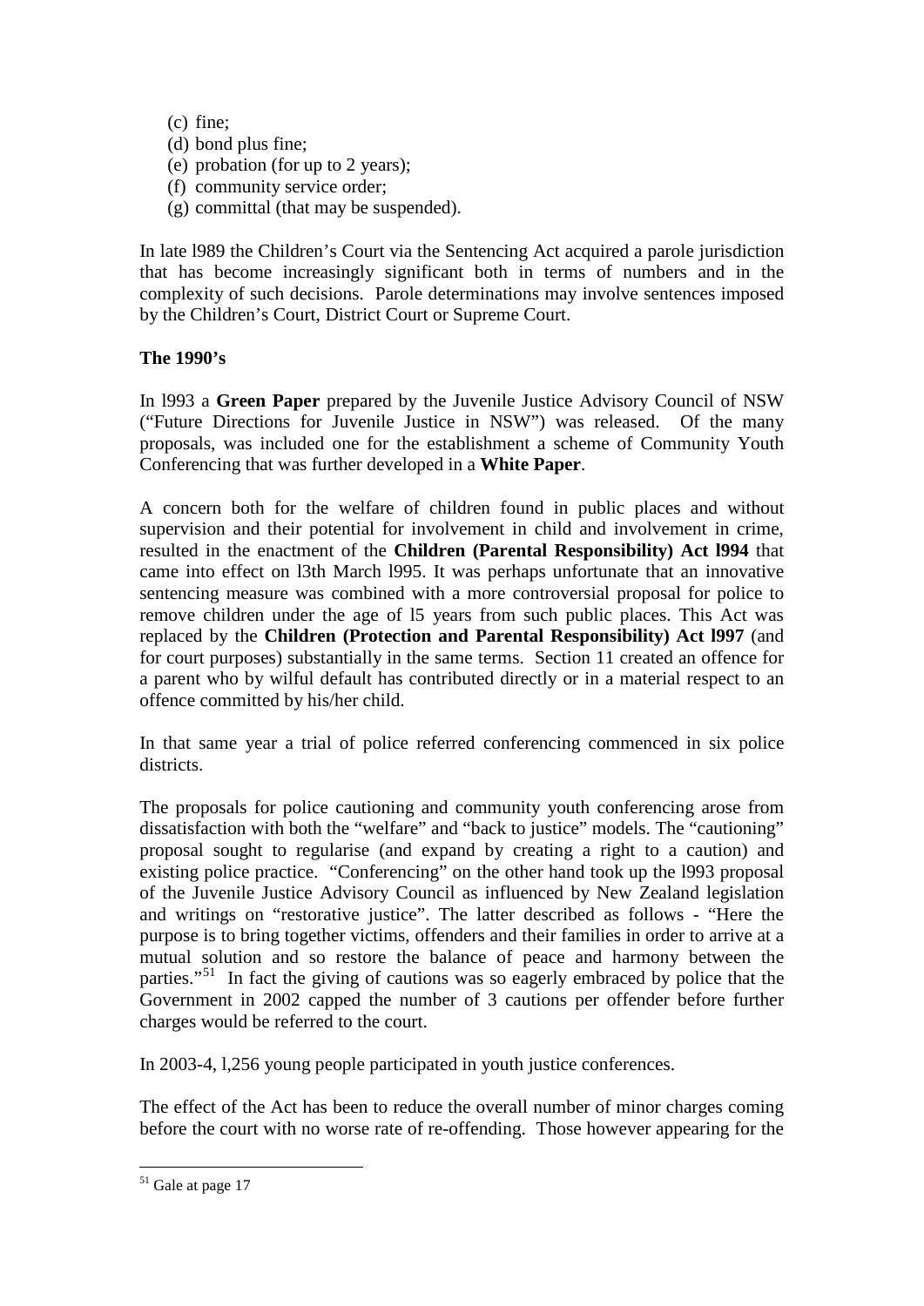(c) fine;
(d) bond plus fine;
(e) probation (for up to 2 years);
(f) community service order;
(g) committal (that may be suspended).

In late l989 the Children's Court via the Sentencing Act acquired a parole jurisdiction that has become increasingly significant both in terms of numbers and in the complexity of such decisions. Parole determinations may involve sentences imposed by the Children's Court, District Court or Supreme Court.

**The 1990's**

In l993 a **Green Paper** prepared by the Juvenile Justice Advisory Council of NSW ("Future Directions for Juvenile Justice in NSW") was released. Of the many proposals, was included one for the establishment a scheme of Community Youth Conferencing that was further developed in a **White Paper**.

A concern both for the welfare of children found in public places and without supervision and their potential for involvement in child and involvement in crime, resulted in the enactment of the **Children (Parental Responsibility) Act l994** that came into effect on l3th March l995. It was perhaps unfortunate that an innovative sentencing measure was combined with a more controversial proposal for police to remove children under the age of l5 years from such public places. This Act was replaced by the **Children (Protection and Parental Responsibility) Act l997** (and for court purposes) substantially in the same terms. Section 11 created an offence for a parent who by wilful default has contributed directly or in a material respect to an offence committed by his/her child.

In that same year a trial of police referred conferencing commenced in six police districts.

The proposals for police cautioning and community youth conferencing arose from dissatisfaction with both the "welfare" and "back to justice" models. The "cautioning" proposal sought to regularise (and expand by creating a right to a caution) and existing police practice. "Conferencing" on the other hand took up the l993 proposal of the Juvenile Justice Advisory Council as influenced by New Zealand legislation and writings on "restorative justice". The latter described as follows - "Here the purpose is to bring together victims, offenders and their families in order to arrive at a mutual solution and so restore the balance of peace and harmony between the parties."[51] In fact the giving of cautions was so eagerly embraced by police that the Government in 2002 capped the number of 3 cautions per offender before further charges would be referred to the court.

In 2003-4, l,256 young people participated in youth justice conferences.

The effect of the Act has been to reduce the overall number of minor charges coming before the court with no worse rate of re-offending. Those however appearing for the

[51] Gale at page 17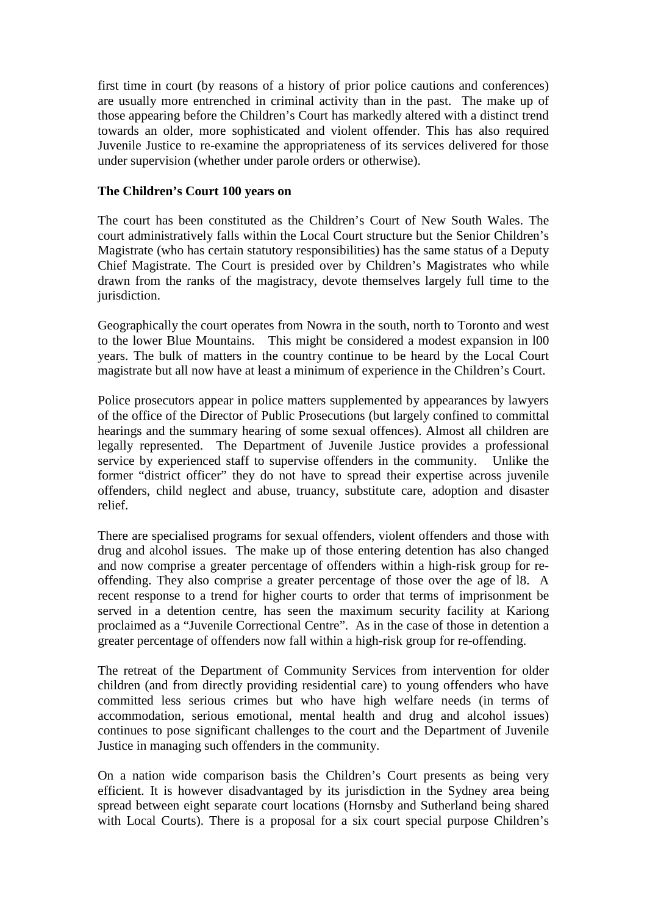first time in court (by reasons of a history of prior police cautions and conferences) are usually more entrenched in criminal activity than in the past. The make up of those appearing before the Children's Court has markedly altered with a distinct trend towards an older, more sophisticated and violent offender. This has also required Juvenile Justice to re-examine the appropriateness of its services delivered for those under supervision (whether under parole orders or otherwise).

**The Children's Court 100 years on**

The court has been constituted as the Children's Court of New South Wales. The court administratively falls within the Local Court structure but the Senior Children's Magistrate (who has certain statutory responsibilities) has the same status of a Deputy Chief Magistrate. The Court is presided over by Children's Magistrates who while drawn from the ranks of the magistracy, devote themselves largely full time to the jurisdiction.

Geographically the court operates from Nowra in the south, north to Toronto and west to the lower Blue Mountains. This might be considered a modest expansion in l00 years. The bulk of matters in the country continue to be heard by the Local Court magistrate but all now have at least a minimum of experience in the Children's Court.

Police prosecutors appear in police matters supplemented by appearances by lawyers of the office of the Director of Public Prosecutions (but largely confined to committal hearings and the summary hearing of some sexual offences). Almost all children are legally represented. The Department of Juvenile Justice provides a professional service by experienced staff to supervise offenders in the community. Unlike the former "district officer" they do not have to spread their expertise across juvenile offenders, child neglect and abuse, truancy, substitute care, adoption and disaster relief.

There are specialised programs for sexual offenders, violent offenders and those with drug and alcohol issues. The make up of those entering detention has also changed and now comprise a greater percentage of offenders within a high-risk group for re-offending. They also comprise a greater percentage of those over the age of l8. A recent response to a trend for higher courts to order that terms of imprisonment be served in a detention centre, has seen the maximum security facility at Kariong proclaimed as a "Juvenile Correctional Centre". As in the case of those in detention a greater percentage of offenders now fall within a high-risk group for re-offending.

The retreat of the Department of Community Services from intervention for older children (and from directly providing residential care) to young offenders who have committed less serious crimes but who have high welfare needs (in terms of accommodation, serious emotional, mental health and drug and alcohol issues) continues to pose significant challenges to the court and the Department of Juvenile Justice in managing such offenders in the community.

On a nation wide comparison basis the Children's Court presents as being very efficient. It is however disadvantaged by its jurisdiction in the Sydney area being spread between eight separate court locations (Hornsby and Sutherland being shared with Local Courts). There is a proposal for a six court special purpose Children's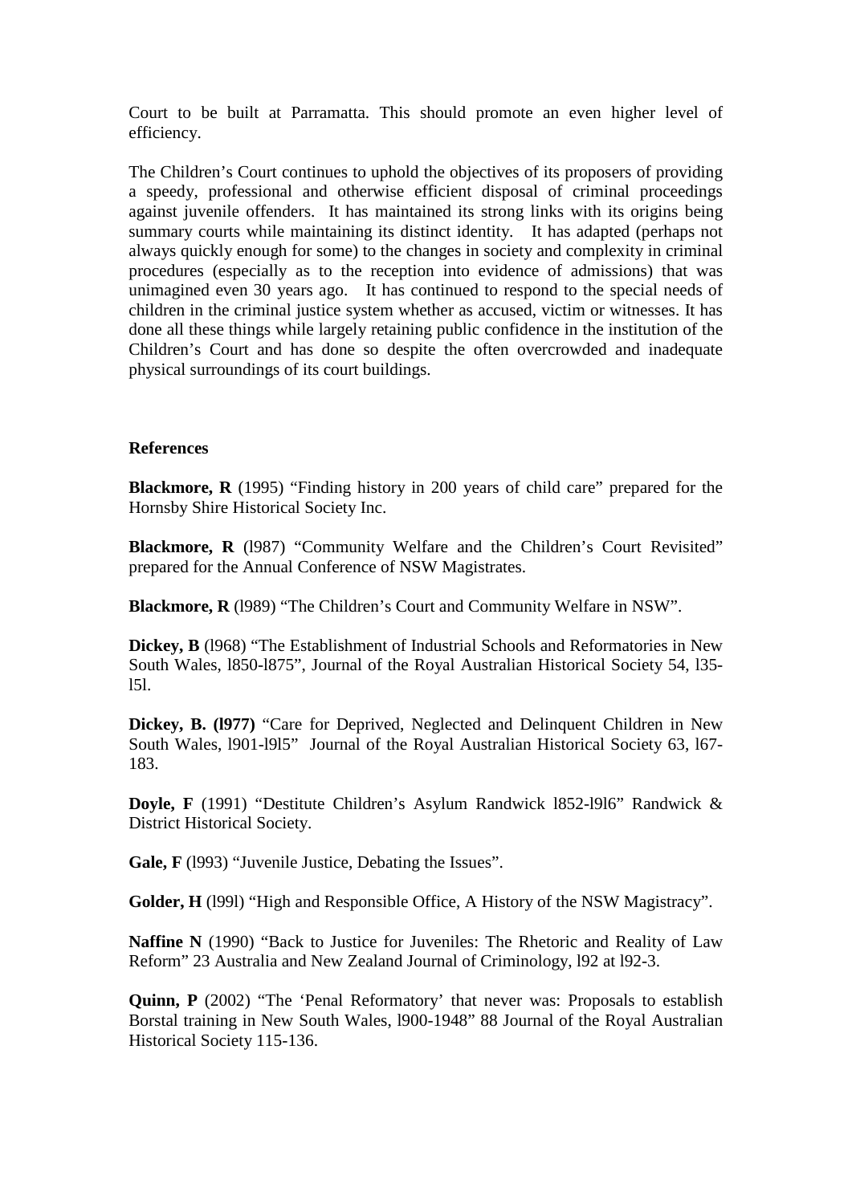Court to be built at Parramatta. This should promote an even higher level of efficiency.

The Children's Court continues to uphold the objectives of its proposers of providing a speedy, professional and otherwise efficient disposal of criminal proceedings against juvenile offenders. It has maintained its strong links with its origins being summary courts while maintaining its distinct identity. It has adapted (perhaps not always quickly enough for some) to the changes in society and complexity in criminal procedures (especially as to the reception into evidence of admissions) that was unimagined even 30 years ago. It has continued to respond to the special needs of children in the criminal justice system whether as accused, victim or witnesses. It has done all these things while largely retaining public confidence in the institution of the Children's Court and has done so despite the often overcrowded and inadequate physical surroundings of its court buildings.

**References**

**Blackmore, R** (1995) "Finding history in 200 years of child care" prepared for the Hornsby Shire Historical Society Inc.

**Blackmore, R** (l987) "Community Welfare and the Children's Court Revisited" prepared for the Annual Conference of NSW Magistrates.

**Blackmore, R** (l989) "The Children's Court and Community Welfare in NSW".

**Dickey, B** (l968) "The Establishment of Industrial Schools and Reformatories in New South Wales, l850-l875", Journal of the Royal Australian Historical Society 54, l35-l5l.

**Dickey, B. (l977)** "Care for Deprived, Neglected and Delinquent Children in New South Wales, l901-l9l5" Journal of the Royal Australian Historical Society 63, l67-183.

**Doyle, F** (1991) "Destitute Children's Asylum Randwick l852-l9l6" Randwick & District Historical Society.

**Gale, F** (l993) "Juvenile Justice, Debating the Issues".

**Golder, H** (l99l) "High and Responsible Office, A History of the NSW Magistracy".

**Naffine N** (1990) "Back to Justice for Juveniles: The Rhetoric and Reality of Law Reform" 23 Australia and New Zealand Journal of Criminology, l92 at l92-3.

**Quinn, P** (2002) "The 'Penal Reformatory' that never was: Proposals to establish Borstal training in New South Wales, l900-1948" 88 Journal of the Royal Australian Historical Society 115-136.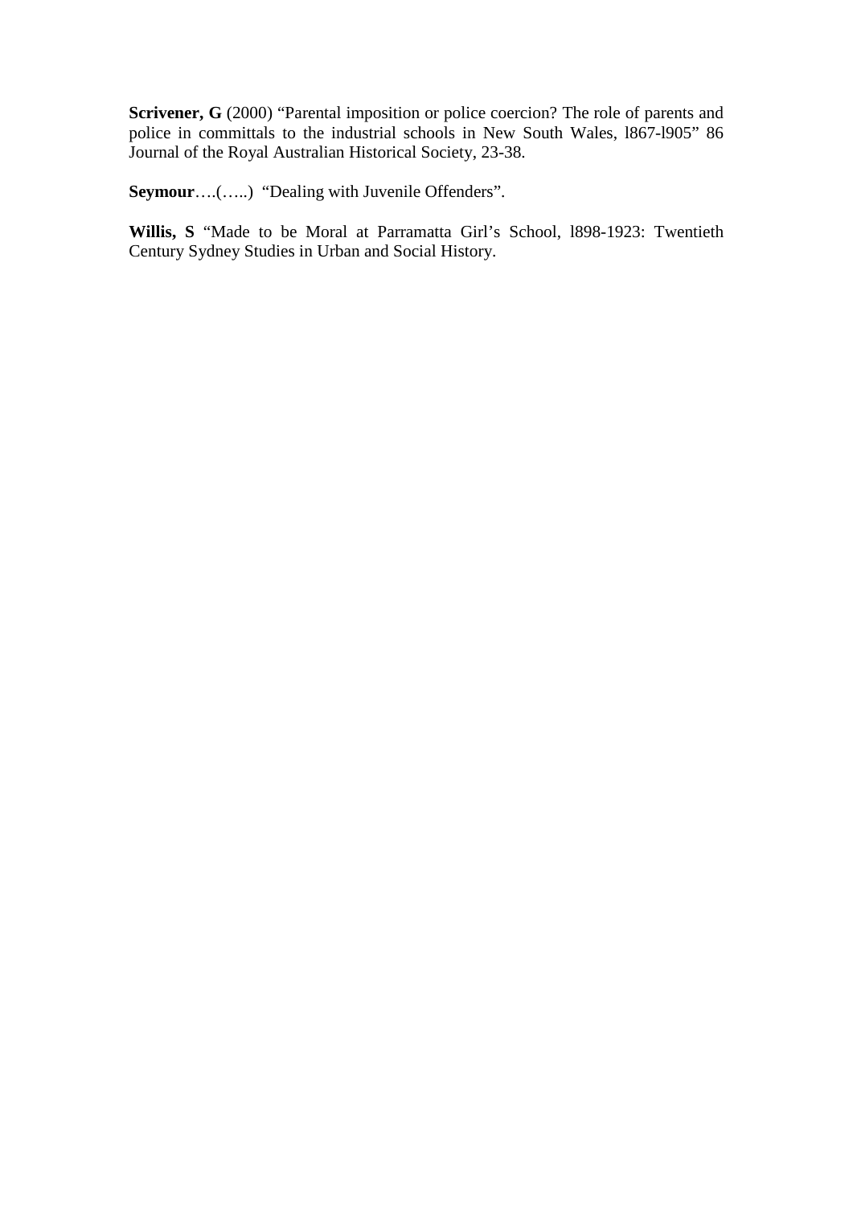**Scrivener, G** (2000) “Parental imposition or police coercion? The role of parents and police in committals to the industrial schools in New South Wales, l867-l905” 86 Journal of the Royal Australian Historical Society, 23-38.

**Seymour**….(…..) “Dealing with Juvenile Offenders”.

**Willis, S** “Made to be Moral at Parramatta Girl’s School, l898-1923: Twentieth Century Sydney Studies in Urban and Social History.